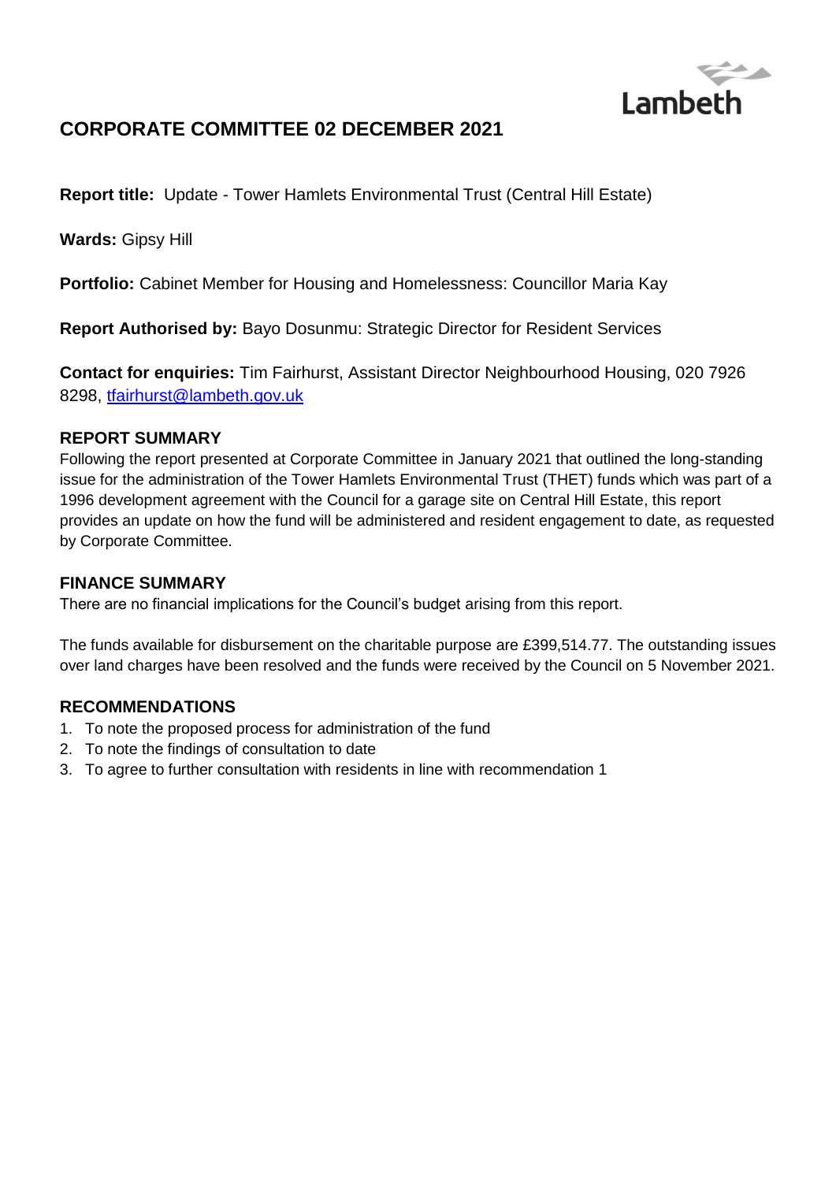Lambeth

# CORPORATE COMMITTEE 02 DECEMBER 2021

**Report title:** Update - Tower Hamlets Environmental Trust (Central Hill Estate)

**Wards:** Gipsy Hill

**Portfolio:** Cabinet Member for Housing and Homelessness: Councillor Maria Kay

**Report Authorised by:** Bayo Dosunmu: Strategic Director for Resident Services

**Contact for enquiries:** Tim Fairhurst, Assistant Director Neighbourhood Housing, 020 7926 8298, tfairhurst@lambeth.gov.uk

## REPORT SUMMARY

Following the report presented at Corporate Committee in January 2021 that outlined the long-standing issue for the administration of the Tower Hamlets Environmental Trust (THET) funds which was part of a 1996 development agreement with the Council for a garage site on Central Hill Estate, this report provides an update on how the fund will be administered and resident engagement to date, as requested by Corporate Committee.

## FINANCE SUMMARY

There are no financial implications for the Council's budget arising from this report.

The funds available for disbursement on the charitable purpose are £399,514.77. The outstanding issues over land charges have been resolved and the funds were received by the Council on 5 November 2021.

## RECOMMENDATIONS

1. To note the proposed process for administration of the fund
2. To note the findings of consultation to date
3. To agree to further consultation with residents in line with recommendation 1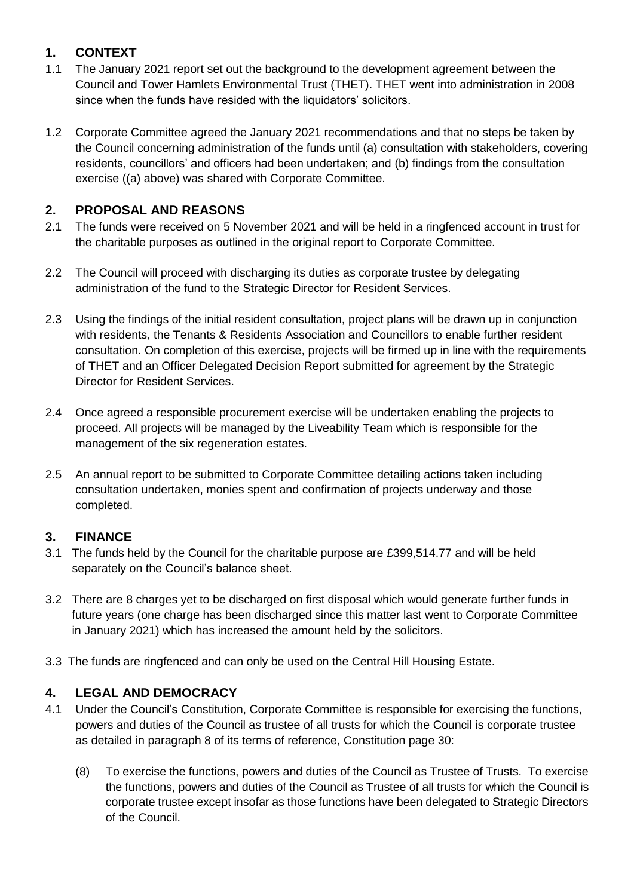## 1. CONTEXT

1.1 The January 2021 report set out the background to the development agreement between the Council and Tower Hamlets Environmental Trust (THET). THET went into administration in 2008 since when the funds have resided with the liquidators' solicitors.

1.2 Corporate Committee agreed the January 2021 recommendations and that no steps be taken by the Council concerning administration of the funds until (a) consultation with stakeholders, covering residents, councillors' and officers had been undertaken; and (b) findings from the consultation exercise ((a) above) was shared with Corporate Committee.

## 2. PROPOSAL AND REASONS

2.1 The funds were received on 5 November 2021 and will be held in a ringfenced account in trust for the charitable purposes as outlined in the original report to Corporate Committee.

2.2 The Council will proceed with discharging its duties as corporate trustee by delegating administration of the fund to the Strategic Director for Resident Services.

2.3 Using the findings of the initial resident consultation, project plans will be drawn up in conjunction with residents, the Tenants & Residents Association and Councillors to enable further resident consultation. On completion of this exercise, projects will be firmed up in line with the requirements of THET and an Officer Delegated Decision Report submitted for agreement by the Strategic Director for Resident Services.

2.4 Once agreed a responsible procurement exercise will be undertaken enabling the projects to proceed. All projects will be managed by the Liveability Team which is responsible for the management of the six regeneration estates.

2.5 An annual report to be submitted to Corporate Committee detailing actions taken including consultation undertaken, monies spent and confirmation of projects underway and those completed.

## 3. FINANCE

3.1 The funds held by the Council for the charitable purpose are £399,514.77 and will be held separately on the Council's balance sheet.

3.2 There are 8 charges yet to be discharged on first disposal which would generate further funds in future years (one charge has been discharged since this matter last went to Corporate Committee in January 2021) which has increased the amount held by the solicitors.

3.3 The funds are ringfenced and can only be used on the Central Hill Housing Estate.

## 4. LEGAL AND DEMOCRACY

4.1 Under the Council's Constitution, Corporate Committee is responsible for exercising the functions, powers and duties of the Council as trustee of all trusts for which the Council is corporate trustee as detailed in paragraph 8 of its terms of reference, Constitution page 30:

> (8) To exercise the functions, powers and duties of the Council as Trustee of Trusts. To exercise the functions, powers and duties of the Council as Trustee of all trusts for which the Council is corporate trustee except insofar as those functions have been delegated to Strategic Directors of the Council.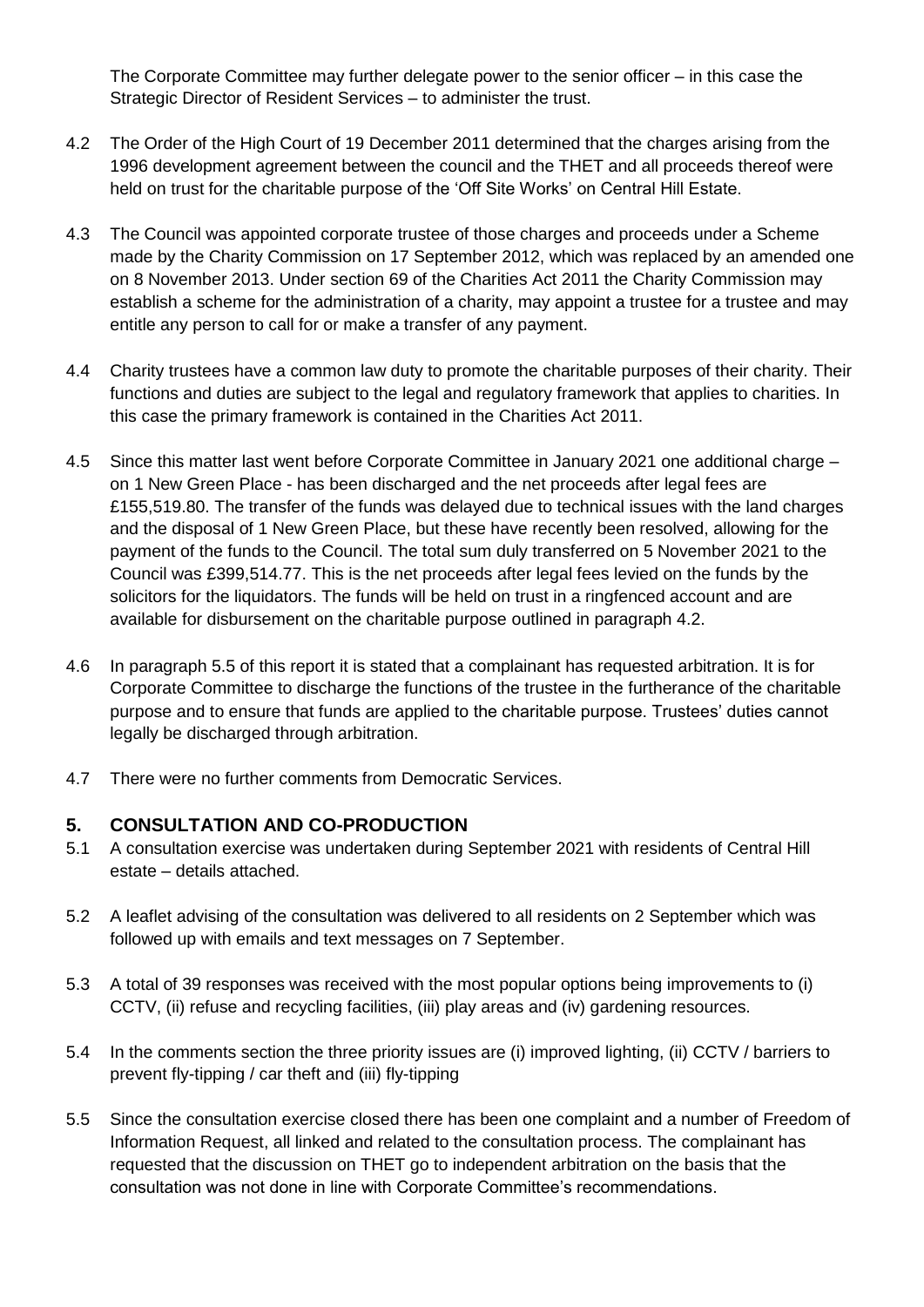The Corporate Committee may further delegate power to the senior officer – in this case the Strategic Director of Resident Services – to administer the trust.

4.2 The Order of the High Court of 19 December 2011 determined that the charges arising from the 1996 development agreement between the council and the THET and all proceeds thereof were held on trust for the charitable purpose of the 'Off Site Works' on Central Hill Estate.

4.3 The Council was appointed corporate trustee of those charges and proceeds under a Scheme made by the Charity Commission on 17 September 2012, which was replaced by an amended one on 8 November 2013. Under section 69 of the Charities Act 2011 the Charity Commission may establish a scheme for the administration of a charity, may appoint a trustee for a trustee and may entitle any person to call for or make a transfer of any payment.

4.4 Charity trustees have a common law duty to promote the charitable purposes of their charity. Their functions and duties are subject to the legal and regulatory framework that applies to charities. In this case the primary framework is contained in the Charities Act 2011.

4.5 Since this matter last went before Corporate Committee in January 2021 one additional charge – on 1 New Green Place - has been discharged and the net proceeds after legal fees are £155,519.80. The transfer of the funds was delayed due to technical issues with the land charges and the disposal of 1 New Green Place, but these have recently been resolved, allowing for the payment of the funds to the Council. The total sum duly transferred on 5 November 2021 to the Council was £399,514.77. This is the net proceeds after legal fees levied on the funds by the solicitors for the liquidators. The funds will be held on trust in a ringfenced account and are available for disbursement on the charitable purpose outlined in paragraph 4.2.

4.6 In paragraph 5.5 of this report it is stated that a complainant has requested arbitration. It is for Corporate Committee to discharge the functions of the trustee in the furtherance of the charitable purpose and to ensure that funds are applied to the charitable purpose. Trustees' duties cannot legally be discharged through arbitration.

4.7 There were no further comments from Democratic Services.

## 5. CONSULTATION AND CO-PRODUCTION

5.1 A consultation exercise was undertaken during September 2021 with residents of Central Hill estate – details attached.

5.2 A leaflet advising of the consultation was delivered to all residents on 2 September which was followed up with emails and text messages on 7 September.

5.3 A total of 39 responses was received with the most popular options being improvements to (i) CCTV, (ii) refuse and recycling facilities, (iii) play areas and (iv) gardening resources.

5.4 In the comments section the three priority issues are (i) improved lighting, (ii) CCTV / barriers to prevent fly-tipping / car theft and (iii) fly-tipping

5.5 Since the consultation exercise closed there has been one complaint and a number of Freedom of Information Request, all linked and related to the consultation process. The complainant has requested that the discussion on THET go to independent arbitration on the basis that the consultation was not done in line with Corporate Committee's recommendations.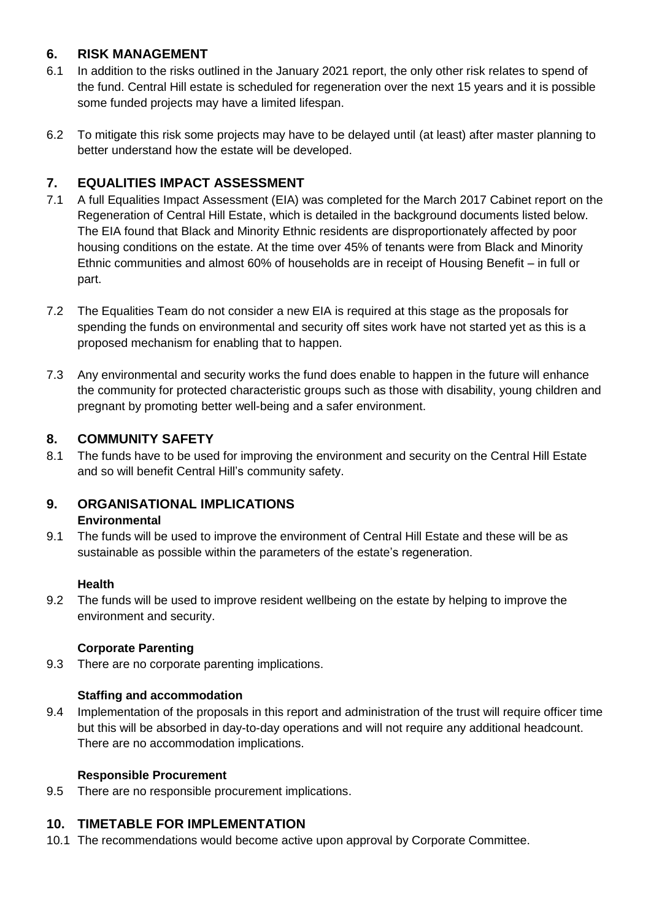## 6. RISK MANAGEMENT

6.1 In addition to the risks outlined in the January 2021 report, the only other risk relates to spend of the fund. Central Hill estate is scheduled for regeneration over the next 15 years and it is possible some funded projects may have a limited lifespan.

6.2 To mitigate this risk some projects may have to be delayed until (at least) after master planning to better understand how the estate will be developed.

## 7. EQUALITIES IMPACT ASSESSMENT

7.1 A full Equalities Impact Assessment (EIA) was completed for the March 2017 Cabinet report on the Regeneration of Central Hill Estate, which is detailed in the background documents listed below. The EIA found that Black and Minority Ethnic residents are disproportionately affected by poor housing conditions on the estate. At the time over 45% of tenants were from Black and Minority Ethnic communities and almost 60% of households are in receipt of Housing Benefit – in full or part.

7.2 The Equalities Team do not consider a new EIA is required at this stage as the proposals for spending the funds on environmental and security off sites work have not started yet as this is a proposed mechanism for enabling that to happen.

7.3 Any environmental and security works the fund does enable to happen in the future will enhance the community for protected characteristic groups such as those with disability, young children and pregnant by promoting better well-being and a safer environment.

## 8. COMMUNITY SAFETY

8.1 The funds have to be used for improving the environment and security on the Central Hill Estate and so will benefit Central Hill's community safety.

## 9. ORGANISATIONAL IMPLICATIONS

**Environmental**

9.1 The funds will be used to improve the environment of Central Hill Estate and these will be as sustainable as possible within the parameters of the estate's regeneration.

**Health**

9.2 The funds will be used to improve resident wellbeing on the estate by helping to improve the environment and security.

**Corporate Parenting**

9.3 There are no corporate parenting implications.

**Staffing and accommodation**

9.4 Implementation of the proposals in this report and administration of the trust will require officer time but this will be absorbed in day-to-day operations and will not require any additional headcount. There are no accommodation implications.

**Responsible Procurement**

9.5 There are no responsible procurement implications.

## 10. TIMETABLE FOR IMPLEMENTATION

10.1 The recommendations would become active upon approval by Corporate Committee.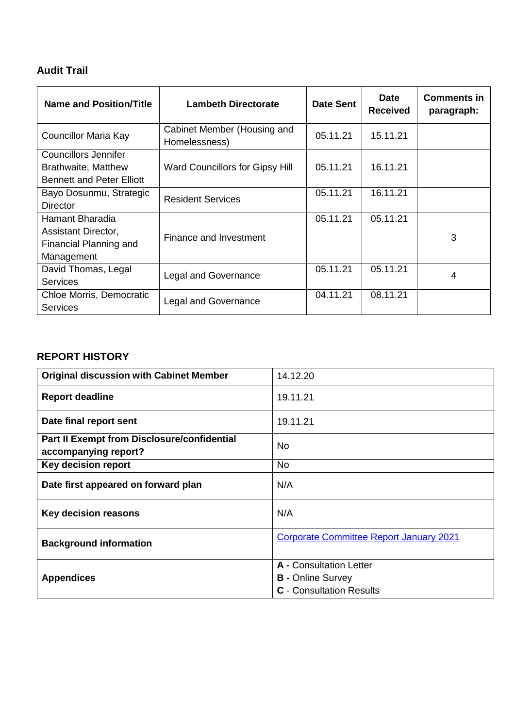## Audit Trail

| Name and Position/Title | Lambeth Directorate | Date Sent | Date Received | Comments in paragraph: |
|---|---|---|---|---|
| Councillor Maria Kay | Cabinet Member (Housing and Homelessness) | 05.11.21 | 15.11.21 | |
| Councillors Jennifer Brathwaite, Matthew Bennett and Peter Elliott | Ward Councillors for Gipsy Hill | 05.11.21 | 16.11.21 | |
| Bayo Dosunmu, Strategic Director | Resident Services | 05.11.21 | 16.11.21 | |
| Hamant Bharadia Assistant Director, Financial Planning and Management | Finance and Investment | 05.11.21 | 05.11.21 | 3 |
| David Thomas, Legal Services | Legal and Governance | 05.11.21 | 05.11.21 | 4 |
| Chloe Morris, Democratic Services | Legal and Governance | 04.11.21 | 08.11.21 | |

## REPORT HISTORY

| | |
|---|---|
| **Original discussion with Cabinet Member** | 14.12.20 |
| **Report deadline** | 19.11.21 |
| **Date final report sent** | 19.11.21 |
| **Part II Exempt from Disclosure/confidential accompanying report?** | No |
| **Key decision report** | No |
| **Date first appeared on forward plan** | N/A |
| **Key decision reasons** | N/A |
| **Background information** | Corporate Committee Report January 2021 |
| **Appendices** | **A -** Consultation Letter<br>**B -** Online Survey<br>**C** - Consultation Results |